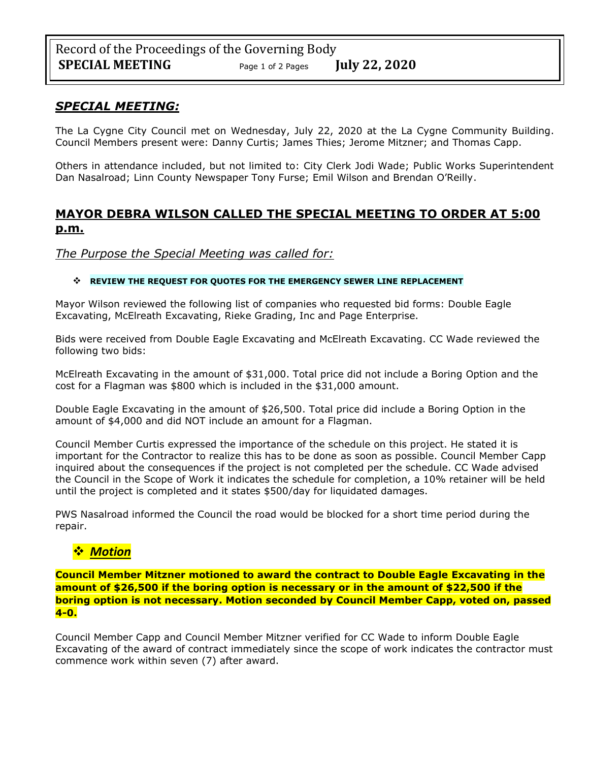## *SPECIAL MEETING:*

The La Cygne City Council met on Wednesday, July 22, 2020 at the La Cygne Community Building. Council Members present were: Danny Curtis; James Thies; Jerome Mitzner; and Thomas Capp.

Others in attendance included, but not limited to: City Clerk Jodi Wade; Public Works Superintendent Dan Nasalroad; Linn County Newspaper Tony Furse; Emil Wilson and Brendan O'Reilly.

## MAYOR DEBRA WILSON CALLED THE SPECIAL MEETING TO ORDER AT 5:00 p.m.

*The Purpose the Special Meeting was called for:*

- **REVIEW THE REQUEST FOR QUOTES FOR THE EMERGENCY SEWER LINE REPLACEMENT**

Mayor Wilson reviewed the following list of companies who requested bid forms: Double Eagle Excavating, McElreath Excavating, Rieke Grading, Inc and Page Enterprise.

Bids were received from Double Eagle Excavating and McElreath Excavating. CC Wade reviewed the following two bids:

McElreath Excavating in the amount of $31,000. Total price did not include a Boring Option and the cost for a Flagman was $800 which is included in the $31,000 amount.

Double Eagle Excavating in the amount of $26,500. Total price did include a Boring Option in the amount of $4,000 and did NOT include an amount for a Flagman.

Council Member Curtis expressed the importance of the schedule on this project. He stated it is important for the Contractor to realize this has to be done as soon as possible. Council Member Capp inquired about the consequences if the project is not completed per the schedule. CC Wade advised the Council in the Scope of Work it indicates the schedule for completion, a 10% retainer will be held until the project is completed and it states $500/day for liquidated damages.

PWS Nasalroad informed the Council the road would be blocked for a short time period during the repair.

### ❖ *Motion*

**Council Member Mitzner motioned to award the contract to Double Eagle Excavating in the amount of $26,500 if the boring option is necessary or in the amount of $22,500 if the boring option is not necessary. Motion seconded by Council Member Capp, voted on, passed 4-0.**

Council Member Capp and Council Member Mitzner verified for CC Wade to inform Double Eagle Excavating of the award of contract immediately since the scope of work indicates the contractor must commence work within seven (7) after award.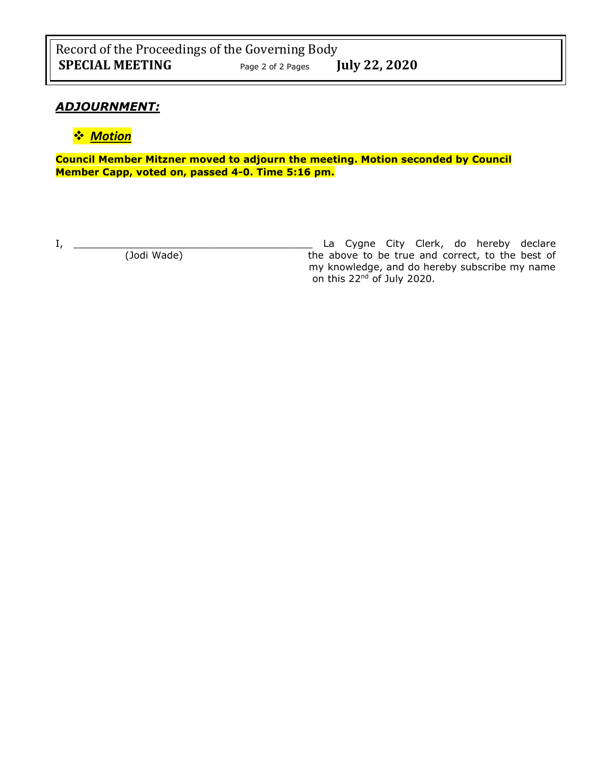## *ADJOURNMENT:*

❖ ***Motion***

**Council Member Mitzner moved to adjourn the meeting. Motion seconded by Council Member Capp, voted on, passed 4-0. Time 5:16 pm.**

I, \_\_\_\_\_\_\_\_\_\_\_\_\_\_\_\_\_\_\_\_\_\_\_\_\_\_\_\_\_\_\_\_\_\_\_\_\_\_\_\_ La Cygne City Clerk, do hereby declare the above to be true and correct, to the best of my knowledge, and do hereby subscribe my name on this 22nd of July 2020.

(Jodi Wade)